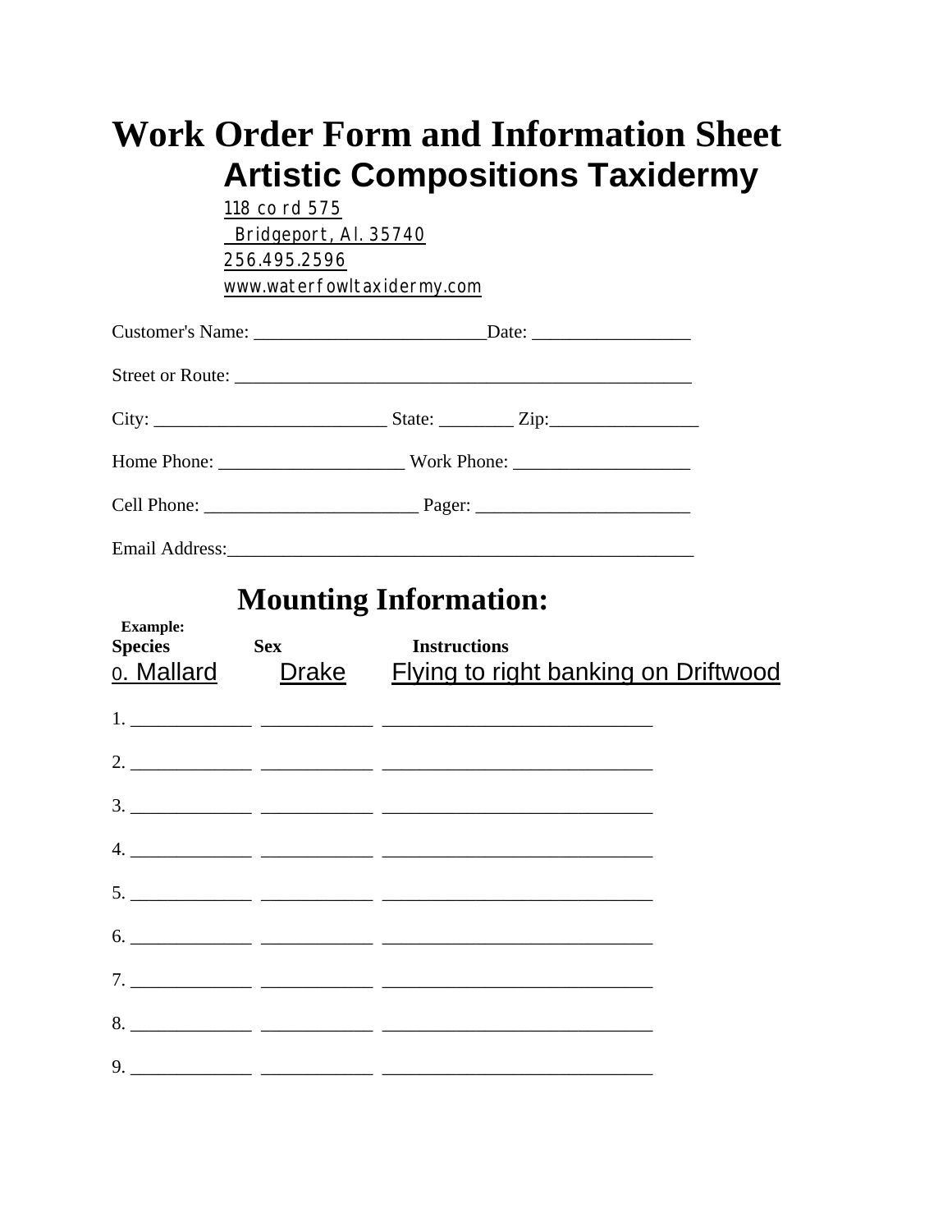# Work Order Form and Information Sheet

## Artistic Compositions Taxidermy

118 co rd 575
Bridgeport, Al. 35740
256.495.2596
www.waterfowltaxidermy.com

Customer's Name: ________________________ Date: ________________

Street or Route: ________________________________________________

City: ________________________ State: ________ Zip: ________________

Home Phone: ____________________ Work Phone: ___________________

Cell Phone: _______________________ Pager: _______________________

Email Address: __________________________________________________

## Mounting Information:

**Example:**

| **Species** | **Sex** | **Instructions** |
|---|---|---|
| 0. Mallard | Drake | Flying to right banking on Driftwood |
| 1. _____________ | ____________ | ____________________________ |
| 2. _____________ | ____________ | ____________________________ |
| 3. _____________ | ____________ | ____________________________ |
| 4. _____________ | ____________ | ____________________________ |
| 5. _____________ | ____________ | ____________________________ |
| 6. _____________ | ____________ | ____________________________ |
| 7. _____________ | ____________ | ____________________________ |
| 8. _____________ | ____________ | ____________________________ |
| 9. _____________ | ____________ | ____________________________ |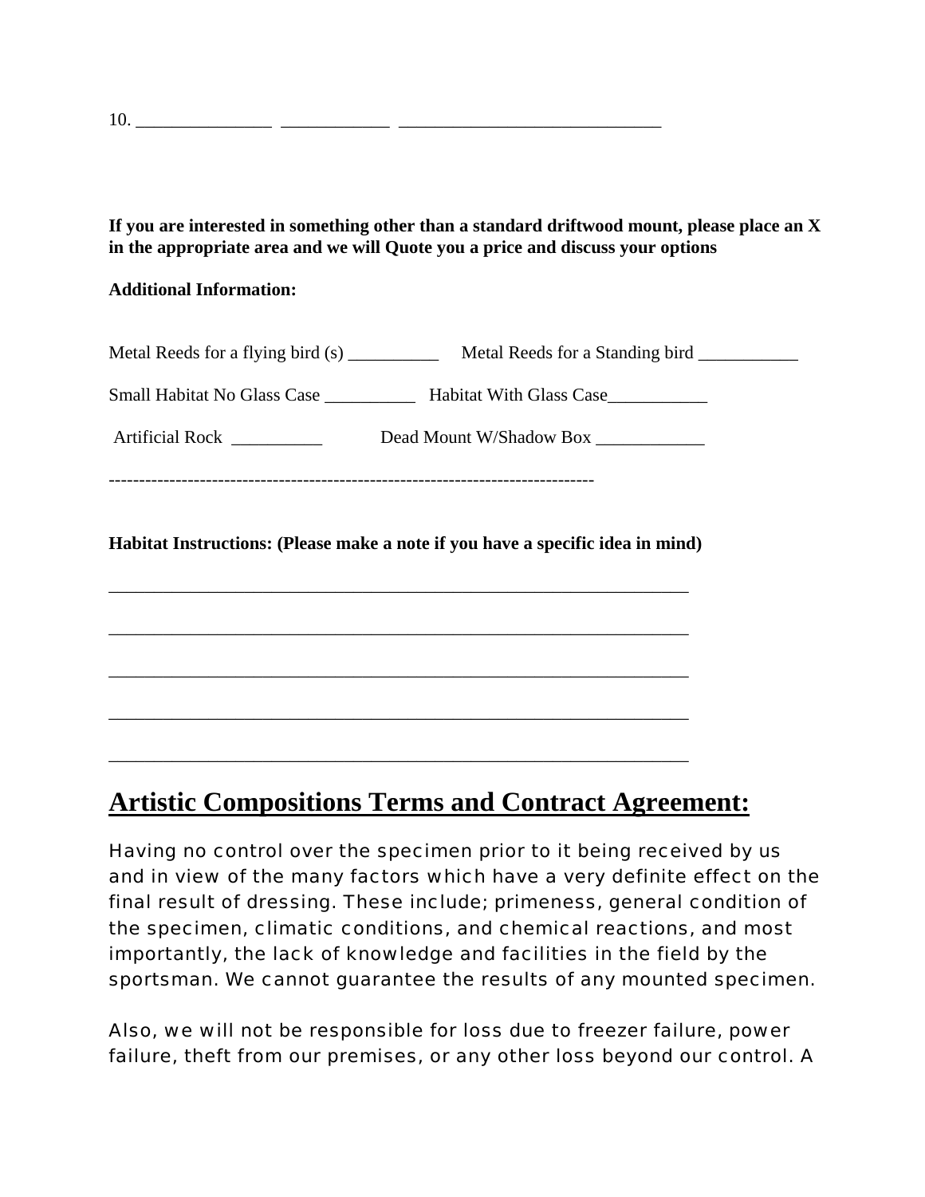10. _______________ ____________ ____________________________

**If you are interested in something other than a standard driftwood mount, please place an X in the appropriate area and we will Quote you a price and discuss your options**

**Additional Information:**

Metal Reeds for a flying bird (s) __________ Metal Reeds for a Standing bird ___________

Small Habitat No Glass Case __________ Habitat With Glass Case___________

Artificial Rock __________ Dead Mount W/Shadow Box ____________

--------------------------------------------------------------------------------

**Habitat Instructions: (Please make a note if you have a specific idea in mind)**

_______________________________________________________________

_______________________________________________________________

_______________________________________________________________

_______________________________________________________________

_______________________________________________________________

## Artistic Compositions Terms and Contract Agreement:

Having no control over the specimen prior to it being received by us and in view of the many factors which have a very definite effect on the final result of dressing. These include; primeness, general condition of the specimen, climatic conditions, and chemical reactions, and most importantly, the lack of knowledge and facilities in the field by the sportsman. We cannot guarantee the results of any mounted specimen.

Also, we will not be responsible for loss due to freezer failure, power failure, theft from our premises, or any other loss beyond our control. A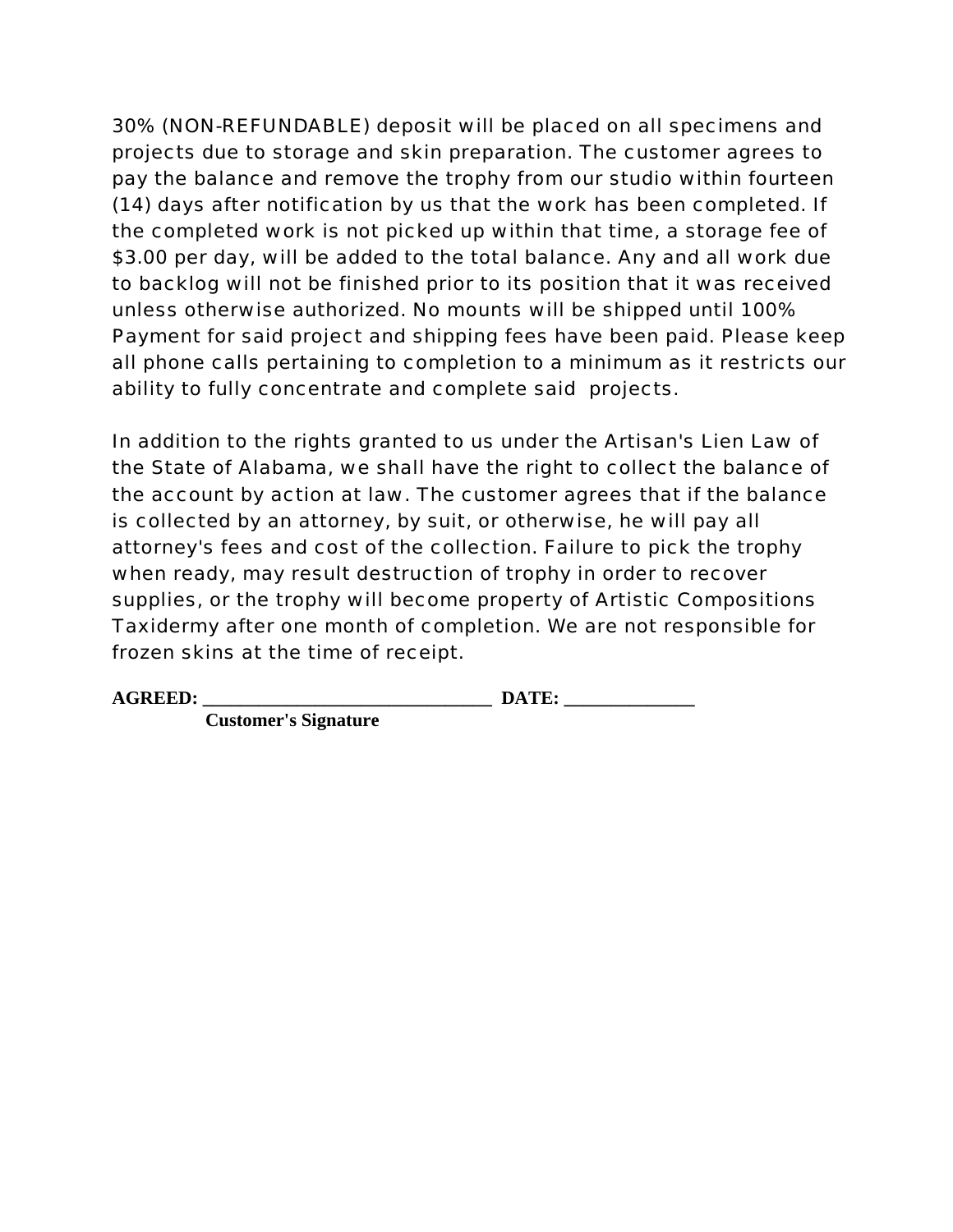30% (NON-REFUNDABLE) deposit will be placed on all specimens and projects due to storage and skin preparation. The customer agrees to pay the balance and remove the trophy from our studio within fourteen (14) days after notification by us that the work has been completed. If the completed work is not picked up within that time, a storage fee of $3.00 per day, will be added to the total balance. Any and all work due to backlog will not be finished prior to its position that it was received unless otherwise authorized. No mounts will be shipped until 100% Payment for said project and shipping fees have been paid. Please keep all phone calls pertaining to completion to a minimum as it restricts our ability to fully concentrate and complete said projects.

In addition to the rights granted to us under the Artisan's Lien Law of the State of Alabama, we shall have the right to collect the balance of the account by action at law. The customer agrees that if the balance is collected by an attorney, by suit, or otherwise, he will pay all attorney's fees and cost of the collection. Failure to pick the trophy when ready, may result destruction of trophy in order to recover supplies, or the trophy will become property of Artistic Compositions Taxidermy after one month of completion. We are not responsible for frozen skins at the time of receipt.

**AGREED: ______________________________ DATE: ______________**
**Customer's Signature**